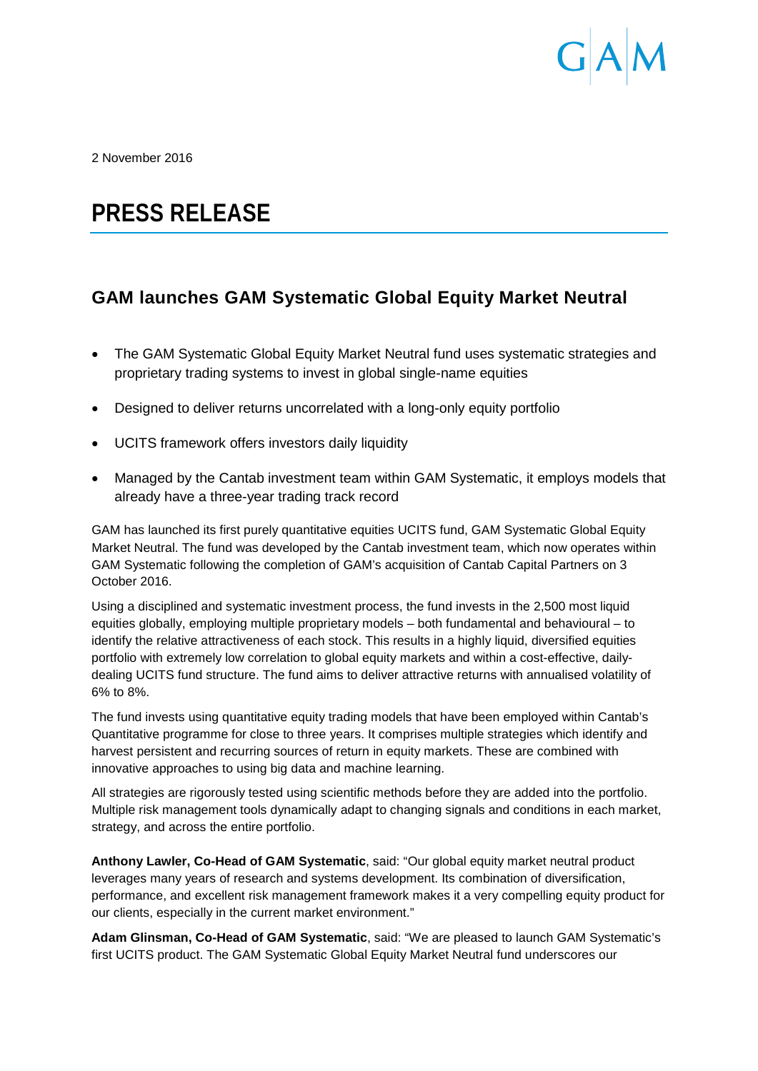GAM

2 November 2016

# PRESS RELEASE

## GAM launches GAM Systematic Global Equity Market Neutral

- The GAM Systematic Global Equity Market Neutral fund uses systematic strategies and proprietary trading systems to invest in global single-name equities
- Designed to deliver returns uncorrelated with a long-only equity portfolio
- UCITS framework offers investors daily liquidity
- Managed by the Cantab investment team within GAM Systematic, it employs models that already have a three-year trading track record

GAM has launched its first purely quantitative equities UCITS fund, GAM Systematic Global Equity Market Neutral. The fund was developed by the Cantab investment team, which now operates within GAM Systematic following the completion of GAM's acquisition of Cantab Capital Partners on 3 October 2016.

Using a disciplined and systematic investment process, the fund invests in the 2,500 most liquid equities globally, employing multiple proprietary models – both fundamental and behavioural – to identify the relative attractiveness of each stock. This results in a highly liquid, diversified equities portfolio with extremely low correlation to global equity markets and within a cost-effective, daily-dealing UCITS fund structure. The fund aims to deliver attractive returns with annualised volatility of 6% to 8%.

The fund invests using quantitative equity trading models that have been employed within Cantab's Quantitative programme for close to three years. It comprises multiple strategies which identify and harvest persistent and recurring sources of return in equity markets. These are combined with innovative approaches to using big data and machine learning.

All strategies are rigorously tested using scientific methods before they are added into the portfolio. Multiple risk management tools dynamically adapt to changing signals and conditions in each market, strategy, and across the entire portfolio.

**Anthony Lawler, Co-Head of GAM Systematic**, said: "Our global equity market neutral product leverages many years of research and systems development. Its combination of diversification, performance, and excellent risk management framework makes it a very compelling equity product for our clients, especially in the current market environment."

**Adam Glinsman, Co-Head of GAM Systematic**, said: "We are pleased to launch GAM Systematic's first UCITS product. The GAM Systematic Global Equity Market Neutral fund underscores our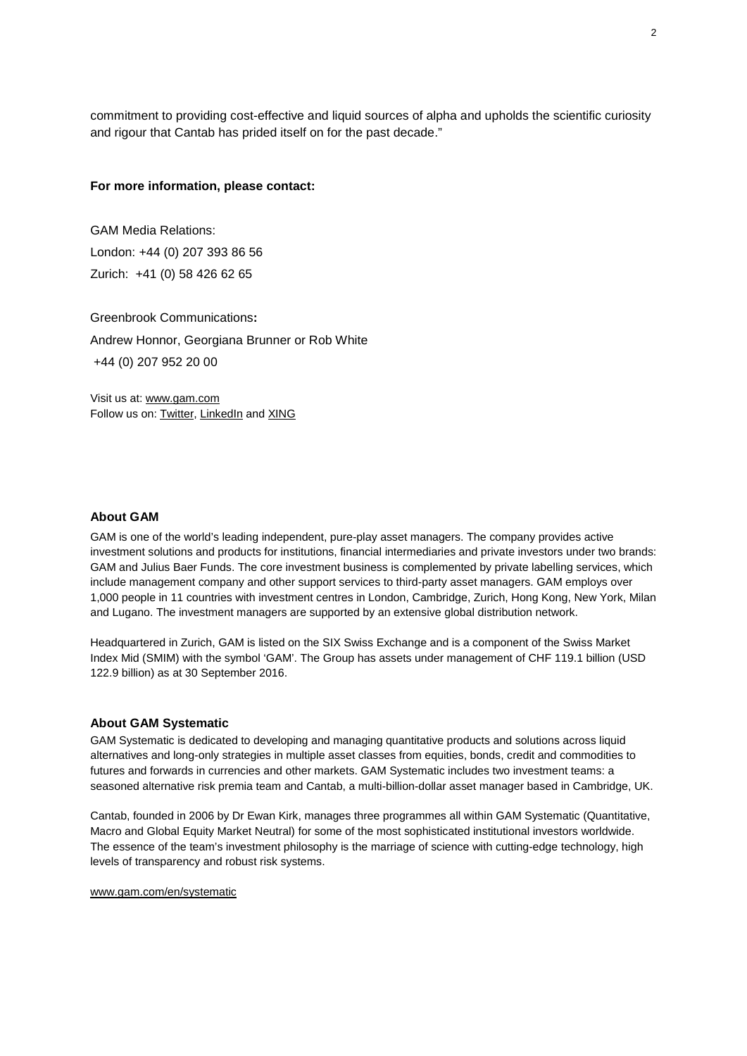commitment to providing cost-effective and liquid sources of alpha and upholds the scientific curiosity and rigour that Cantab has prided itself on for the past decade."

**For more information, please contact:**

GAM Media Relations:
London: +44 (0) 207 393 86 56
Zurich: +41 (0) 58 426 62 65

Greenbrook Communications**:**
Andrew Honnor, Georgiana Brunner or Rob White
+44 (0) 207 952 20 00

Visit us at: www.gam.com
Follow us on: Twitter, LinkedIn and XING

### About GAM

GAM is one of the world's leading independent, pure-play asset managers. The company provides active investment solutions and products for institutions, financial intermediaries and private investors under two brands: GAM and Julius Baer Funds. The core investment business is complemented by private labelling services, which include management company and other support services to third-party asset managers. GAM employs over 1,000 people in 11 countries with investment centres in London, Cambridge, Zurich, Hong Kong, New York, Milan and Lugano. The investment managers are supported by an extensive global distribution network.

Headquartered in Zurich, GAM is listed on the SIX Swiss Exchange and is a component of the Swiss Market Index Mid (SMIM) with the symbol 'GAM'. The Group has assets under management of CHF 119.1 billion (USD 122.9 billion) as at 30 September 2016.

### About GAM Systematic

GAM Systematic is dedicated to developing and managing quantitative products and solutions across liquid alternatives and long-only strategies in multiple asset classes from equities, bonds, credit and commodities to futures and forwards in currencies and other markets. GAM Systematic includes two investment teams: a seasoned alternative risk premia team and Cantab, a multi-billion-dollar asset manager based in Cambridge, UK.

Cantab, founded in 2006 by Dr Ewan Kirk, manages three programmes all within GAM Systematic (Quantitative, Macro and Global Equity Market Neutral) for some of the most sophisticated institutional investors worldwide. The essence of the team's investment philosophy is the marriage of science with cutting-edge technology, high levels of transparency and robust risk systems.

www.gam.com/en/systematic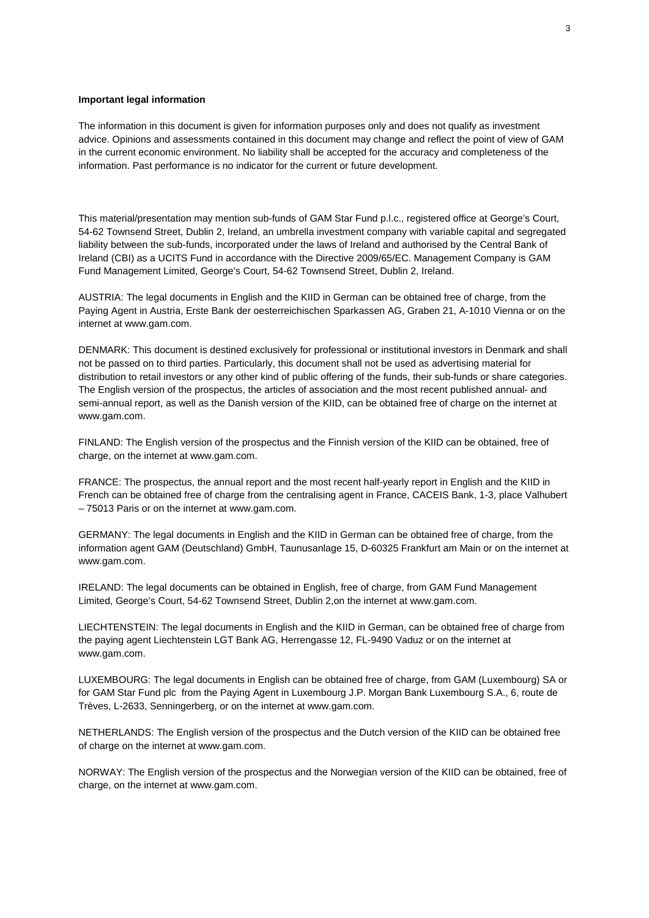**Important legal information**

The information in this document is given for information purposes only and does not qualify as investment advice. Opinions and assessments contained in this document may change and reflect the point of view of GAM in the current economic environment. No liability shall be accepted for the accuracy and completeness of the information. Past performance is no indicator for the current or future development.

This material/presentation may mention sub-funds of GAM Star Fund p.l.c., registered office at George's Court, 54-62 Townsend Street, Dublin 2, Ireland, an umbrella investment company with variable capital and segregated liability between the sub-funds, incorporated under the laws of Ireland and authorised by the Central Bank of Ireland (CBI) as a UCITS Fund in accordance with the Directive 2009/65/EC. Management Company is GAM Fund Management Limited, George's Court, 54-62 Townsend Street, Dublin 2, Ireland.

AUSTRIA: The legal documents in English and the KIID in German can be obtained free of charge, from the Paying Agent in Austria, Erste Bank der oesterreichischen Sparkassen AG, Graben 21, A-1010 Vienna or on the internet at www.gam.com.

DENMARK: This document is destined exclusively for professional or institutional investors in Denmark and shall not be passed on to third parties. Particularly, this document shall not be used as advertising material for distribution to retail investors or any other kind of public offering of the funds, their sub-funds or share categories. The English version of the prospectus, the articles of association and the most recent published annual- and semi-annual report, as well as the Danish version of the KIID, can be obtained free of charge on the internet at www.gam.com.

FINLAND: The English version of the prospectus and the Finnish version of the KIID can be obtained, free of charge, on the internet at www.gam.com.

FRANCE: The prospectus, the annual report and the most recent half-yearly report in English and the KIID in French can be obtained free of charge from the centralising agent in France, CACEIS Bank, 1-3, place Valhubert – 75013 Paris or on the internet at www.gam.com.

GERMANY: The legal documents in English and the KIID in German can be obtained free of charge, from the information agent GAM (Deutschland) GmbH, Taunusanlage 15, D-60325 Frankfurt am Main or on the internet at www.gam.com.

IRELAND: The legal documents can be obtained in English, free of charge, from GAM Fund Management Limited, George's Court, 54-62 Townsend Street, Dublin 2,on the internet at www.gam.com.

LIECHTENSTEIN: The legal documents in English and the KIID in German, can be obtained free of charge from the paying agent Liechtenstein LGT Bank AG, Herrengasse 12, FL-9490 Vaduz or on the internet at www.gam.com.

LUXEMBOURG: The legal documents in English can be obtained free of charge, from GAM (Luxembourg) SA or for GAM Star Fund plc from the Paying Agent in Luxembourg J.P. Morgan Bank Luxembourg S.A., 6, route de Trèves, L-2633, Senningerberg, or on the internet at www.gam.com.

NETHERLANDS: The English version of the prospectus and the Dutch version of the KIID can be obtained free of charge on the internet at www.gam.com.

NORWAY: The English version of the prospectus and the Norwegian version of the KIID can be obtained, free of charge, on the internet at www.gam.com.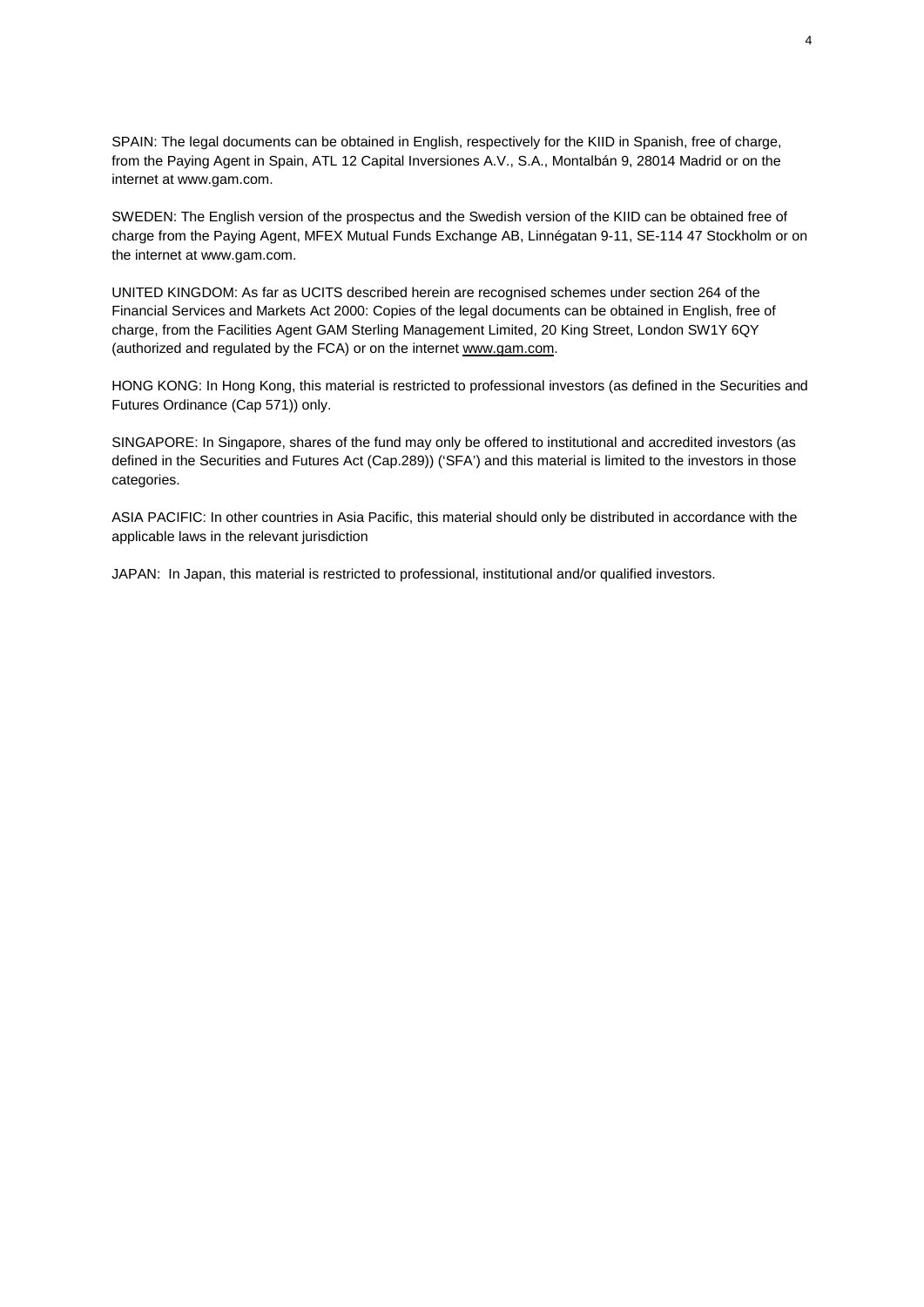SPAIN: The legal documents can be obtained in English, respectively for the KIID in Spanish, free of charge, from the Paying Agent in Spain, ATL 12 Capital Inversiones A.V., S.A., Montalbán 9, 28014 Madrid or on the internet at www.gam.com.

SWEDEN: The English version of the prospectus and the Swedish version of the KIID can be obtained free of charge from the Paying Agent, MFEX Mutual Funds Exchange AB, Linnégatan 9-11, SE-114 47 Stockholm or on the internet at www.gam.com.

UNITED KINGDOM: As far as UCITS described herein are recognised schemes under section 264 of the Financial Services and Markets Act 2000: Copies of the legal documents can be obtained in English, free of charge, from the Facilities Agent GAM Sterling Management Limited, 20 King Street, London SW1Y 6QY (authorized and regulated by the FCA) or on the internet www.gam.com.

HONG KONG: In Hong Kong, this material is restricted to professional investors (as defined in the Securities and Futures Ordinance (Cap 571)) only.

SINGAPORE: In Singapore, shares of the fund may only be offered to institutional and accredited investors (as defined in the Securities and Futures Act (Cap.289)) ('SFA') and this material is limited to the investors in those categories.

ASIA PACIFIC: In other countries in Asia Pacific, this material should only be distributed in accordance with the applicable laws in the relevant jurisdiction

JAPAN: In Japan, this material is restricted to professional, institutional and/or qualified investors.